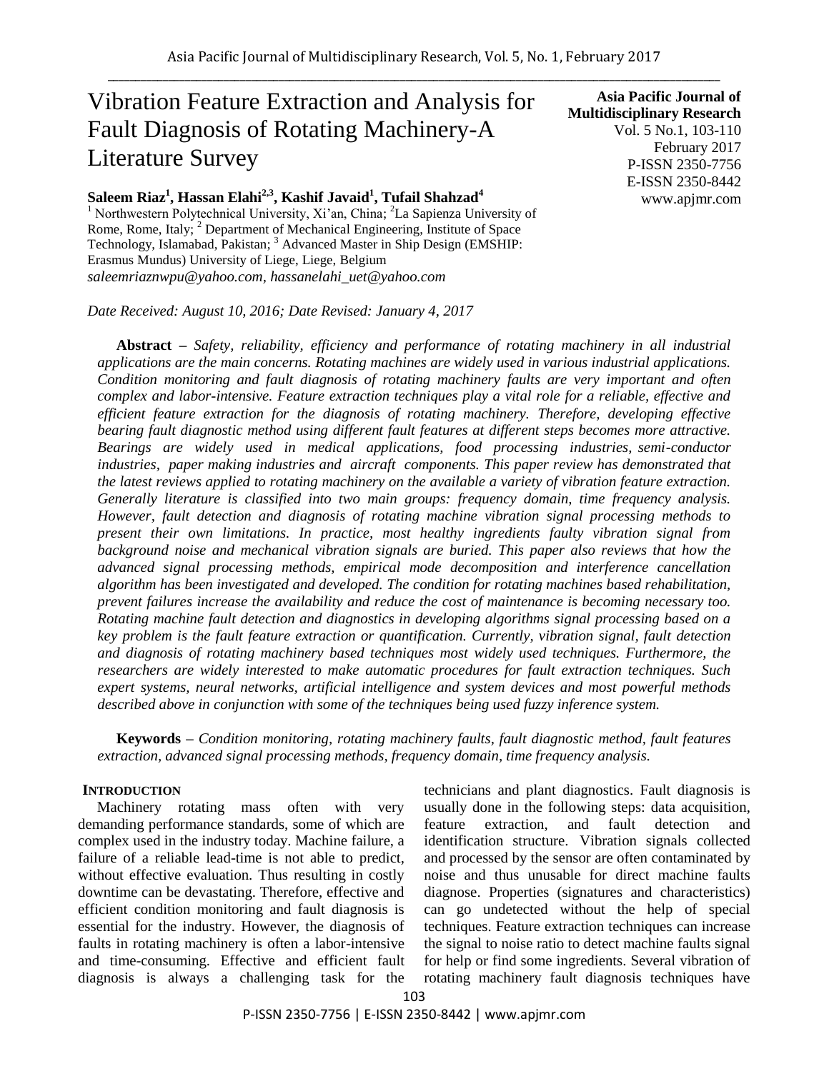# Vibration Feature Extraction and Analysis for Fault Diagnosis of Rotating Machinery-A Literature Survey

**Asia Pacific Journal of Multidisciplinary Research**
Vol. 5 No.1, 103-110
February 2017
P-ISSN 2350-7756
E-ISSN 2350-8442
www.apjmr.com

**Saleem Riaz[1], Hassan Elahi[2,3], Kashif Javaid[1], Tufail Shahzad[4]**

[1] Northwestern Polytechnical University, Xi'an, China; [2]La Sapienza University of Rome, Rome, Italy; [2] Department of Mechanical Engineering, Institute of Space Technology, Islamabad, Pakistan; [3] Advanced Master in Ship Design (EMSHIP: Erasmus Mundus) University of Liege, Liege, Belgium

*saleemriaznwpu@yahoo.com, hassanelahi_uet@yahoo.com*

*Date Received: August 10, 2016; Date Revised: January 4, 2017*

**Abstract** – *Safety, reliability, efficiency and performance of rotating machinery in all industrial applications are the main concerns. Rotating machines are widely used in various industrial applications. Condition monitoring and fault diagnosis of rotating machinery faults are very important and often complex and labor-intensive. Feature extraction techniques play a vital role for a reliable, effective and efficient feature extraction for the diagnosis of rotating machinery. Therefore, developing effective bearing fault diagnostic method using different fault features at different steps becomes more attractive. Bearings are widely used in medical applications, food processing industries, semi-conductor industries, paper making industries and aircraft components. This paper review has demonstrated that the latest reviews applied to rotating machinery on the available a variety of vibration feature extraction. Generally literature is classified into two main groups: frequency domain, time frequency analysis. However, fault detection and diagnosis of rotating machine vibration signal processing methods to present their own limitations. In practice, most healthy ingredients faulty vibration signal from background noise and mechanical vibration signals are buried. This paper also reviews that how the advanced signal processing methods, empirical mode decomposition and interference cancellation algorithm has been investigated and developed. The condition for rotating machines based rehabilitation, prevent failures increase the availability and reduce the cost of maintenance is becoming necessary too. Rotating machine fault detection and diagnostics in developing algorithms signal processing based on a key problem is the fault feature extraction or quantification. Currently, vibration signal, fault detection and diagnosis of rotating machinery based techniques most widely used techniques. Furthermore, the researchers are widely interested to make automatic procedures for fault extraction techniques. Such expert systems, neural networks, artificial intelligence and system devices and most powerful methods described above in conjunction with some of the techniques being used fuzzy inference system.*

**Keywords** – *Condition monitoring, rotating machinery faults, fault diagnostic method, fault features extraction, advanced signal processing methods, frequency domain, time frequency analysis.*

## INTRODUCTION

Machinery rotating mass often with very demanding performance standards, some of which are complex used in the industry today. Machine failure, a failure of a reliable lead-time is not able to predict, without effective evaluation. Thus resulting in costly downtime can be devastating. Therefore, effective and efficient condition monitoring and fault diagnosis is essential for the industry. However, the diagnosis of faults in rotating machinery is often a labor-intensive and time-consuming. Effective and efficient fault diagnosis is always a challenging task for the technicians and plant diagnostics. Fault diagnosis is usually done in the following steps: data acquisition, feature extraction, and fault detection and identification structure. Vibration signals collected and processed by the sensor are often contaminated by noise and thus unusable for direct machine faults diagnose. Properties (signatures and characteristics) can go undetected without the help of special techniques. Feature extraction techniques can increase the signal to noise ratio to detect machine faults signal for help or find some ingredients. Several vibration of rotating machinery fault diagnosis techniques have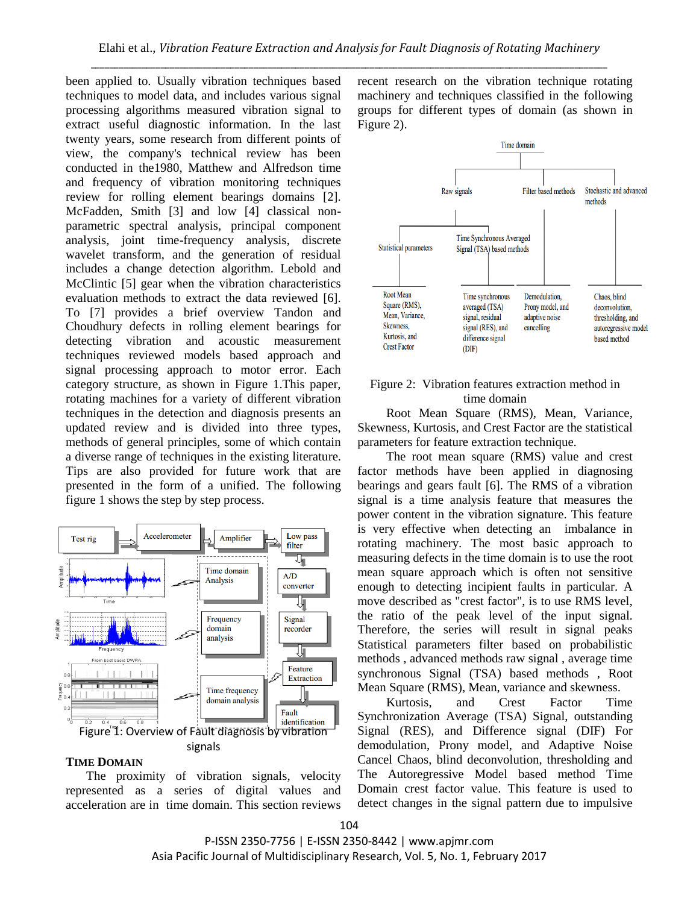been applied to. Usually vibration techniques based techniques to model data, and includes various signal processing algorithms measured vibration signal to extract useful diagnostic information. In the last twenty years, some research from different points of view, the company's technical review has been conducted in the1980, Matthew and Alfredson time and frequency of vibration monitoring techniques review for rolling element bearings domains [2]. McFadden, Smith [3] and low [4] classical non-parametric spectral analysis, principal component analysis, joint time-frequency analysis, discrete wavelet transform, and the generation of residual includes a change detection algorithm. Lebold and McClintic [5] gear when the vibration characteristics evaluation methods to extract the data reviewed [6]. To [7] provides a brief overview Tandon and Choudhury defects in rolling element bearings for detecting vibration and acoustic measurement techniques reviewed models based approach and signal processing approach to motor error. Each category structure, as shown in Figure 1.This paper, rotating machines for a variety of different vibration techniques in the detection and diagnosis presents an updated review and is divided into three types, methods of general principles, some of which contain a diverse range of techniques in the existing literature. Tips are also provided for future work that are presented in the form of a unified. The following figure 1 shows the step by step process.

Figure 1: Overview of Fault diagnosis by vibration signals

## TIME DOMAIN

The proximity of vibration signals, velocity represented as a series of digital values and acceleration are in time domain. This section reviews recent research on the vibration technique rotating machinery and techniques classified in the following groups for different types of domain (as shown in Figure 2).

Figure 2: Vibration features extraction method in time domain

Root Mean Square (RMS), Mean, Variance, Skewness, Kurtosis, and Crest Factor are the statistical parameters for feature extraction technique.

The root mean square (RMS) value and crest factor methods have been applied in diagnosing bearings and gears fault [6]. The RMS of a vibration signal is a time analysis feature that measures the power content in the vibration signature. This feature is very effective when detecting an imbalance in rotating machinery. The most basic approach to measuring defects in the time domain is to use the root mean square approach which is often not sensitive enough to detecting incipient faults in particular. A move described as "crest factor", is to use RMS level, the ratio of the peak level of the input signal. Therefore, the series will result in signal peaks Statistical parameters filter based on probabilistic methods , advanced methods raw signal , average time synchronous Signal (TSA) based methods , Root Mean Square (RMS), Mean, variance and skewness.

Kurtosis, and Crest Factor Time Synchronization Average (TSA) Signal, outstanding Signal (RES), and Difference signal (DIF) For demodulation, Prony model, and Adaptive Noise Cancel Chaos, blind deconvolution, thresholding and The Autoregressive Model based method Time Domain crest factor value. This feature is used to detect changes in the signal pattern due to impulsive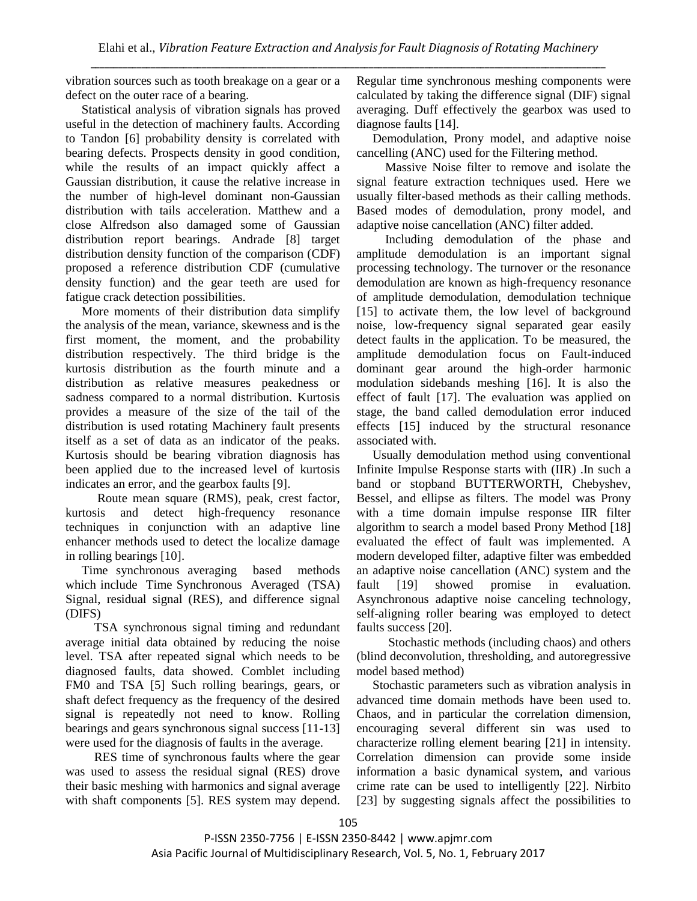vibration sources such as tooth breakage on a gear or a defect on the outer race of a bearing.

Statistical analysis of vibration signals has proved useful in the detection of machinery faults. According to Tandon [6] probability density is correlated with bearing defects. Prospects density in good condition, while the results of an impact quickly affect a Gaussian distribution, it cause the relative increase in the number of high-level dominant non-Gaussian distribution with tails acceleration. Matthew and a close Alfredson also damaged some of Gaussian distribution report bearings. Andrade [8] target distribution density function of the comparison (CDF) proposed a reference distribution CDF (cumulative density function) and the gear teeth are used for fatigue crack detection possibilities.

More moments of their distribution data simplify the analysis of the mean, variance, skewness and is the first moment, the moment, and the probability distribution respectively. The third bridge is the kurtosis distribution as the fourth minute and a distribution as relative measures peakedness or sadness compared to a normal distribution. Kurtosis provides a measure of the size of the tail of the distribution is used rotating Machinery fault presents itself as a set of data as an indicator of the peaks. Kurtosis should be bearing vibration diagnosis has been applied due to the increased level of kurtosis indicates an error, and the gearbox faults [9].

Route mean square (RMS), peak, crest factor, kurtosis and detect high-frequency resonance techniques in conjunction with an adaptive line enhancer methods used to detect the localize damage in rolling bearings [10].

Time synchronous averaging based methods which include Time Synchronous Averaged (TSA) Signal, residual signal (RES), and difference signal (DIFS)

TSA synchronous signal timing and redundant average initial data obtained by reducing the noise level. TSA after repeated signal which needs to be diagnosed faults, data showed. Comblet including FM0 and TSA [5] Such rolling bearings, gears, or shaft defect frequency as the frequency of the desired signal is repeatedly not need to know. Rolling bearings and gears synchronous signal success [11-13] were used for the diagnosis of faults in the average.

RES time of synchronous faults where the gear was used to assess the residual signal (RES) drove their basic meshing with harmonics and signal average with shaft components [5]. RES system may depend. Regular time synchronous meshing components were calculated by taking the difference signal (DIF) signal averaging. Duff effectively the gearbox was used to diagnose faults [14].

Demodulation, Prony model, and adaptive noise cancelling (ANC) used for the Filtering method.

Massive Noise filter to remove and isolate the signal feature extraction techniques used. Here we usually filter-based methods as their calling methods. Based modes of demodulation, prony model, and adaptive noise cancellation (ANC) filter added.

Including demodulation of the phase and amplitude demodulation is an important signal processing technology. The turnover or the resonance demodulation are known as high-frequency resonance of amplitude demodulation, demodulation technique [15] to activate them, the low level of background noise, low-frequency signal separated gear easily detect faults in the application. To be measured, the amplitude demodulation focus on Fault-induced dominant gear around the high-order harmonic modulation sidebands meshing [16]. It is also the effect of fault [17]. The evaluation was applied on stage, the band called demodulation error induced effects [15] induced by the structural resonance associated with.

Usually demodulation method using conventional Infinite Impulse Response starts with (IIR) .In such a band or stopband BUTTERWORTH, Chebyshev, Bessel, and ellipse as filters. The model was Prony with a time domain impulse response IIR filter algorithm to search a model based Prony Method [18] evaluated the effect of fault was implemented. A modern developed filter, adaptive filter was embedded an adaptive noise cancellation (ANC) system and the fault [19] showed promise in evaluation. Asynchronous adaptive noise canceling technology, self-aligning roller bearing was employed to detect faults success [20].

Stochastic methods (including chaos) and others (blind deconvolution, thresholding, and autoregressive model based method)

Stochastic parameters such as vibration analysis in advanced time domain methods have been used to. Chaos, and in particular the correlation dimension, encouraging several different sin was used to characterize rolling element bearing [21] in intensity. Correlation dimension can provide some inside information a basic dynamical system, and various crime rate can be used to intelligently [22]. Nirbito [23] by suggesting signals affect the possibilities to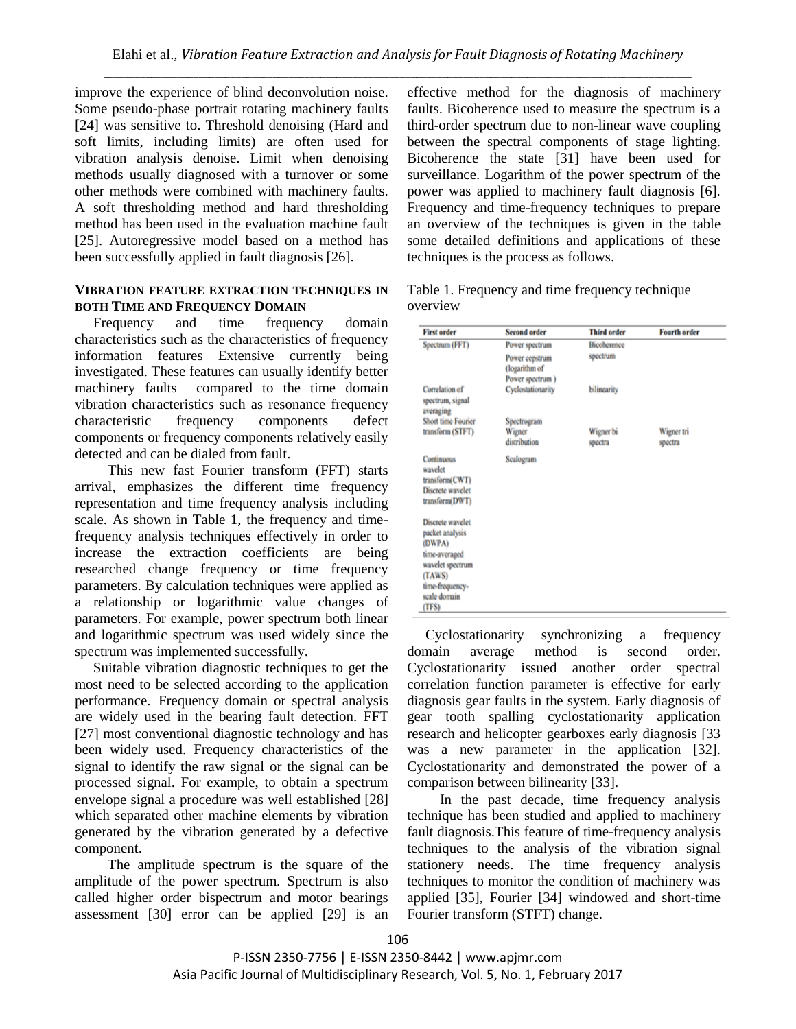improve the experience of blind deconvolution noise. Some pseudo-phase portrait rotating machinery faults [24] was sensitive to. Threshold denoising (Hard and soft limits, including limits) are often used for vibration analysis denoise. Limit when denoising methods usually diagnosed with a turnover or some other methods were combined with machinery faults. A soft thresholding method and hard thresholding method has been used in the evaluation machine fault [25]. Autoregressive model based on a method has been successfully applied in fault diagnosis [26].

## VIBRATION FEATURE EXTRACTION TECHNIQUES IN BOTH TIME AND FREQUENCY DOMAIN

Frequency and time frequency domain characteristics such as the characteristics of frequency information features Extensive currently being investigated. These features can usually identify better machinery faults compared to the time domain vibration characteristics such as resonance frequency characteristic frequency components defect components or frequency components relatively easily detected and can be dialed from fault.

This new fast Fourier transform (FFT) starts arrival, emphasizes the different time frequency representation and time frequency analysis including scale. As shown in Table 1, the frequency and time-frequency analysis techniques effectively in order to increase the extraction coefficients are being researched change frequency or time frequency parameters. By calculation techniques were applied as a relationship or logarithmic value changes of parameters. For example, power spectrum both linear and logarithmic spectrum was used widely since the spectrum was implemented successfully.

Suitable vibration diagnostic techniques to get the most need to be selected according to the application performance. Frequency domain or spectral analysis are widely used in the bearing fault detection. FFT [27] most conventional diagnostic technology and has been widely used. Frequency characteristics of the signal to identify the raw signal or the signal can be processed signal. For example, to obtain a spectrum envelope signal a procedure was well established [28] which separated other machine elements by vibration generated by the vibration generated by a defective component.

The amplitude spectrum is the square of the amplitude of the power spectrum. Spectrum is also called higher order bispectrum and motor bearings assessment [30] error can be applied [29] is an effective method for the diagnosis of machinery faults. Bicoherence used to measure the spectrum is a third-order spectrum due to non-linear wave coupling between the spectral components of stage lighting. Bicoherence the state [31] have been used for surveillance. Logarithm of the power spectrum of the power was applied to machinery fault diagnosis [6]. Frequency and time-frequency techniques to prepare an overview of the techniques is given in the table some detailed definitions and applications of these techniques is the process as follows.

Table 1. Frequency and time frequency technique overview

| First order | Second order | Third order | Fourth order |
| --- | --- | --- | --- |
| Spectrum (FFT) | Power spectrum<br>Power cepstrum (logarithm of Power spectrum ) | Bicoherence spectrum | |
| Correlation of spectrum, signal averaging | Cyclostationarity | bilinearity | |
| Short time Fourier transform (STFT) | Spectrogram<br>Wigner distribution | Wigner bi spectra | Wigner tri spectra |
| Continuous wavelet transform(CWT)<br>Discrete wavelet transform(DWT) | Scalogram | | |
| Discrete wavelet packet analysis (DWPA)<br>time-averaged wavelet spectrum (TAWS)<br>time-frequency-scale domain (TFS) | | | |

Cyclostationarity synchronizing a frequency domain average method is second order. Cyclostationarity issued another order spectral correlation function parameter is effective for early diagnosis gear faults in the system. Early diagnosis of gear tooth spalling cyclostationarity application research and helicopter gearboxes early diagnosis [33 was a new parameter in the application [32]. Cyclostationarity and demonstrated the power of a comparison between bilinearity [33].

In the past decade, time frequency analysis technique has been studied and applied to machinery fault diagnosis.This feature of time-frequency analysis techniques to the analysis of the vibration signal stationery needs. The time frequency analysis techniques to monitor the condition of machinery was applied [35], Fourier [34] windowed and short-time Fourier transform (STFT) change.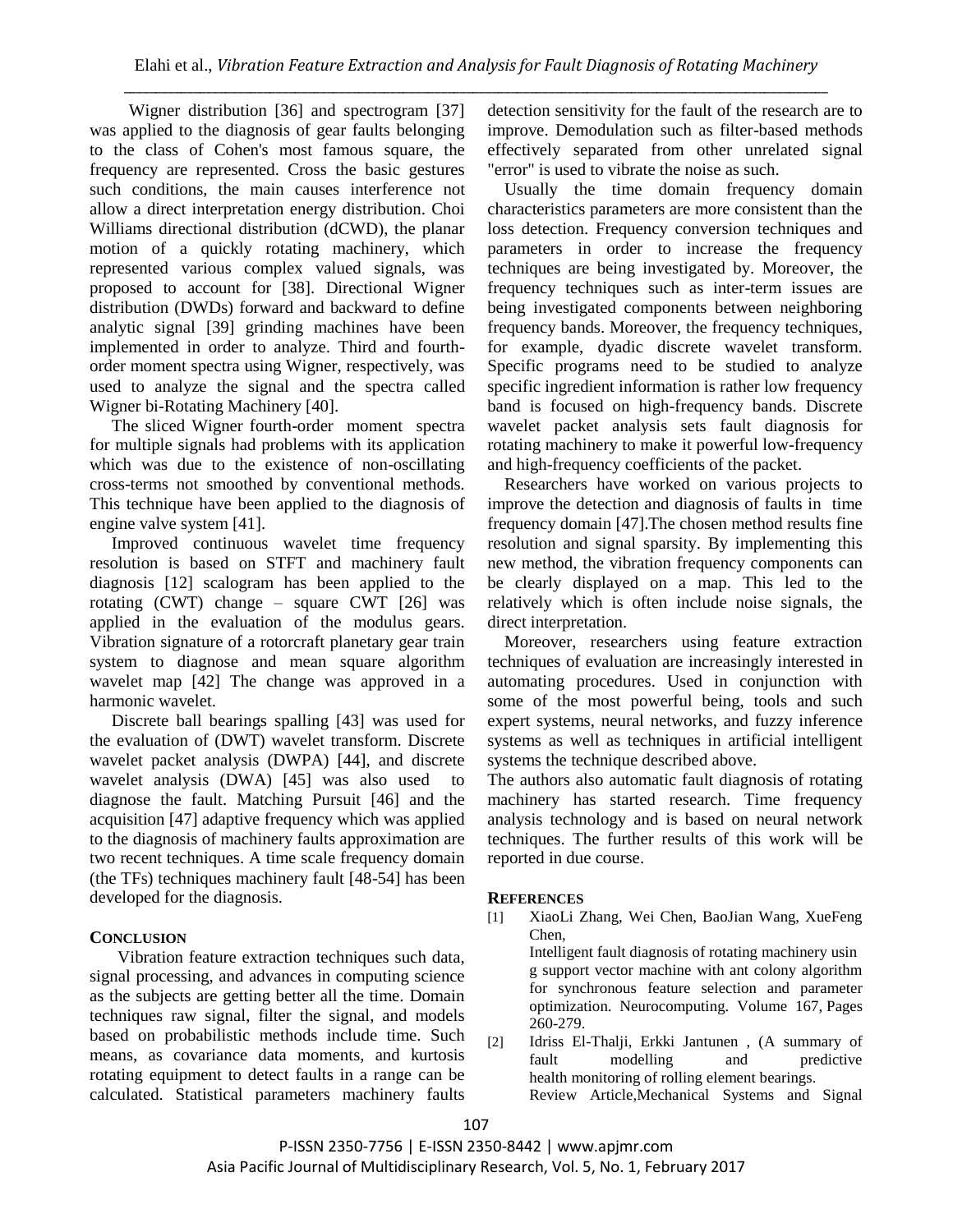Wigner distribution [36] and spectrogram [37] was applied to the diagnosis of gear faults belonging to the class of Cohen's most famous square, the frequency are represented. Cross the basic gestures such conditions, the main causes interference not allow a direct interpretation energy distribution. Choi Williams directional distribution (dCWD), the planar motion of a quickly rotating machinery, which represented various complex valued signals, was proposed to account for [38]. Directional Wigner distribution (DWDs) forward and backward to define analytic signal [39] grinding machines have been implemented in order to analyze. Third and fourth-order moment spectra using Wigner, respectively, was used to analyze the signal and the spectra called Wigner bi-Rotating Machinery [40].

The sliced Wigner fourth-order moment spectra for multiple signals had problems with its application which was due to the existence of non-oscillating cross-terms not smoothed by conventional methods. This technique have been applied to the diagnosis of engine valve system [41].

Improved continuous wavelet time frequency resolution is based on STFT and machinery fault diagnosis [12] scalogram has been applied to the rotating (CWT) change – square CWT [26] was applied in the evaluation of the modulus gears. Vibration signature of a rotorcraft planetary gear train system to diagnose and mean square algorithm wavelet map [42] The change was approved in a harmonic wavelet.

Discrete ball bearings spalling [43] was used for the evaluation of (DWT) wavelet transform. Discrete wavelet packet analysis (DWPA) [44], and discrete wavelet analysis (DWA) [45] was also used to diagnose the fault. Matching Pursuit [46] and the acquisition [47] adaptive frequency which was applied to the diagnosis of machinery faults approximation are two recent techniques. A time scale frequency domain (the TFs) techniques machinery fault [48-54] has been developed for the diagnosis.

## Conclusion

Vibration feature extraction techniques such data, signal processing, and advances in computing science as the subjects are getting better all the time. Domain techniques raw signal, filter the signal, and models based on probabilistic methods include time. Such means, as covariance data moments, and kurtosis rotating equipment to detect faults in a range can be calculated. Statistical parameters machinery faults detection sensitivity for the fault of the research are to improve. Demodulation such as filter-based methods effectively separated from other unrelated signal "error" is used to vibrate the noise as such.

Usually the time domain frequency domain characteristics parameters are more consistent than the loss detection. Frequency conversion techniques and parameters in order to increase the frequency techniques are being investigated by. Moreover, the frequency techniques such as inter-term issues are being investigated components between neighboring frequency bands. Moreover, the frequency techniques, for example, dyadic discrete wavelet transform. Specific programs need to be studied to analyze specific ingredient information is rather low frequency band is focused on high-frequency bands. Discrete wavelet packet analysis sets fault diagnosis for rotating machinery to make it powerful low-frequency and high-frequency coefficients of the packet.

Researchers have worked on various projects to improve the detection and diagnosis of faults in time frequency domain [47].The chosen method results fine resolution and signal sparsity. By implementing this new method, the vibration frequency components can be clearly displayed on a map. This led to the relatively which is often include noise signals, the direct interpretation.

Moreover, researchers using feature extraction techniques of evaluation are increasingly interested in automating procedures. Used in conjunction with some of the most powerful being, tools and such expert systems, neural networks, and fuzzy inference systems as well as techniques in artificial intelligent systems the technique described above.

The authors also automatic fault diagnosis of rotating machinery has started research. Time frequency analysis technology and is based on neural network techniques. The further results of this work will be reported in due course.

## References

[1] XiaoLi Zhang, Wei Chen, BaoJian Wang, XueFeng Chen, Intelligent fault diagnosis of rotating machinery usin g support vector machine with ant colony algorithm for synchronous feature selection and parameter optimization. Neurocomputing. Volume 167, Pages 260-279.

[2] Idriss El-Thalji, Erkki Jantunen , (A summary of fault modelling and predictive health monitoring of rolling element bearings. Review Article,Mechanical Systems and Signal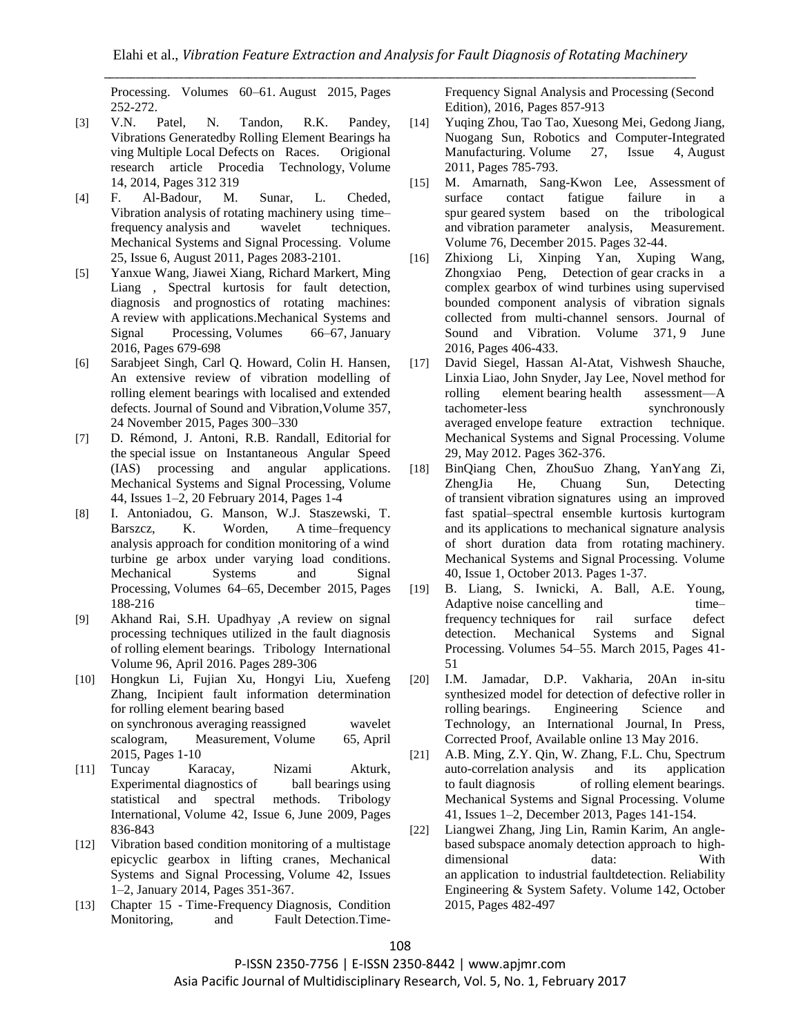Processing. Volumes 60–61. August 2015, Pages 252-272.

[3] V.N. Patel, N. Tandon, R.K. Pandey, Vibrations Generatedby Rolling Element Bearings ha ving Multiple Local Defects on Races. Origional research article Procedia Technology, Volume 14, 2014, Pages 312 319

[4] F. Al-Badour, M. Sunar, L. Cheded, Vibration analysis of rotating machinery using time–frequency analysis and wavelet techniques. Mechanical Systems and Signal Processing. Volume 25, Issue 6, August 2011, Pages 2083-2101.

[5] Yanxue Wang, Jiawei Xiang, Richard Markert, Ming Liang , Spectral kurtosis for fault detection, diagnosis and prognostics of rotating machines: A review with applications.Mechanical Systems and Signal Processing, Volumes 66–67, January 2016, Pages 679-698

[6] Sarabjeet Singh, Carl Q. Howard, Colin H. Hansen, An extensive review of vibration modelling of rolling element bearings with localised and extended defects. Journal of Sound and Vibration,Volume 357, 24 November 2015, Pages 300–330

[7] D. Rémond, J. Antoni, R.B. Randall, Editorial for the special issue on Instantaneous Angular Speed (IAS) processing and angular applications. Mechanical Systems and Signal Processing, Volume 44, Issues 1–2, 20 February 2014, Pages 1-4

[8] I. Antoniadou, G. Manson, W.J. Staszewski, T. Barszcz, K. Worden, A time–frequency analysis approach for condition monitoring of a wind turbine ge arbox under varying load conditions. Mechanical Systems and Signal Processing, Volumes 64–65, December 2015, Pages 188-216

[9] Akhand Rai, S.H. Upadhyay ,A review on signal processing techniques utilized in the fault diagnosis of rolling element bearings. Tribology International Volume 96, April 2016. Pages 289-306

[10] Hongkun Li, Fujian Xu, Hongyi Liu, Xuefeng Zhang, Incipient fault information determination for rolling element bearing based on synchronous averaging reassigned wavelet scalogram, Measurement, Volume 65, April 2015, Pages 1-10

[11] Tuncay Karacay, Nizami Akturk, Experimental diagnostics of ball bearings using statistical and spectral methods. Tribology International, Volume 42, Issue 6, June 2009, Pages 836-843

[12] Vibration based condition monitoring of a multistage epicyclic gearbox in lifting cranes, Mechanical Systems and Signal Processing, Volume 42, Issues 1–2, January 2014, Pages 351-367.

[13] Chapter 15 - Time-Frequency Diagnosis, Condition Monitoring, and Fault Detection.Time-Frequency Signal Analysis and Processing (Second Edition), 2016, Pages 857-913

[14] Yuqing Zhou, Tao Tao, Xuesong Mei, Gedong Jiang, Nuogang Sun, Robotics and Computer-Integrated Manufacturing. Volume 27, Issue 4, August 2011, Pages 785-793.

[15] M. Amarnath, Sang-Kwon Lee, Assessment of surface contact fatigue failure in a spur geared system based on the tribological and vibration parameter analysis, Measurement. Volume 76, December 2015. Pages 32-44.

[16] Zhixiong Li, Xinping Yan, Xuping Wang, Zhongxiao Peng, Detection of gear cracks in a complex gearbox of wind turbines using supervised bounded component analysis of vibration signals collected from multi-channel sensors. Journal of Sound and Vibration. Volume 371, 9 June 2016, Pages 406-433.

[17] David Siegel, Hassan Al-Atat, Vishwesh Shauche, Linxia Liao, John Snyder, Jay Lee, Novel method for rolling element bearing health assessment—A tachometer-less synchronously averaged envelope feature extraction technique. Mechanical Systems and Signal Processing. Volume 29, May 2012. Pages 362-376.

[18] BinQiang Chen, ZhouSuo Zhang, YanYang Zi, ZhengJia He, Chuang Sun, Detecting of transient vibration signatures using an improved fast spatial–spectral ensemble kurtosis kurtogram and its applications to mechanical signature analysis of short duration data from rotating machinery. Mechanical Systems and Signal Processing. Volume 40, Issue 1, October 2013. Pages 1-37.

[19] B. Liang, S. Iwnicki, A. Ball, A.E. Young, Adaptive noise cancelling and time–frequency techniques for rail surface defect detection. Mechanical Systems and Signal Processing. Volumes 54–55. March 2015, Pages 41-51

[20] I.M. Jamadar, D.P. Vakharia, 20An in-situ synthesized model for detection of defective roller in rolling bearings. Engineering Science and Technology, an International Journal, In Press, Corrected Proof, Available online 13 May 2016.

[21] A.B. Ming, Z.Y. Qin, W. Zhang, F.L. Chu, Spectrum auto-correlation analysis and its application to fault diagnosis of rolling element bearings. Mechanical Systems and Signal Processing. Volume 41, Issues 1–2, December 2013, Pages 141-154.

[22] Liangwei Zhang, Jing Lin, Ramin Karim, An angle-based subspace anomaly detection approach to high-dimensional data: With an application to industrial faultdetection. Reliability Engineering & System Safety. Volume 142, October 2015, Pages 482-497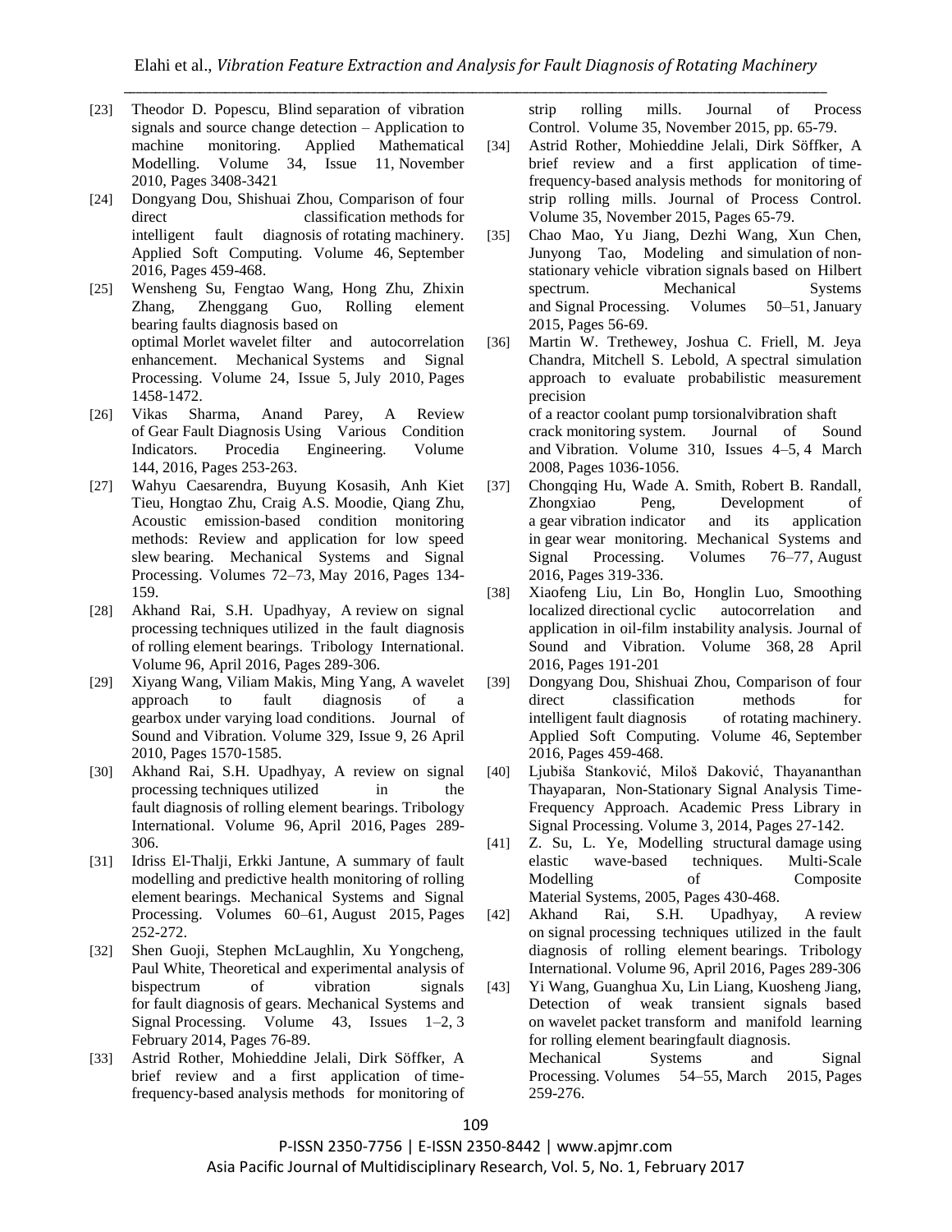[23] Theodor D. Popescu, Blind separation of vibration signals and source change detection – Application to machine monitoring. Applied Mathematical Modelling. Volume 34, Issue 11, November 2010, Pages 3408-3421

[24] Dongyang Dou, Shishuai Zhou, Comparison of four direct classification methods for intelligent fault diagnosis of rotating machinery. Applied Soft Computing. Volume 46, September 2016, Pages 459-468.

[25] Wensheng Su, Fengtao Wang, Hong Zhu, Zhixin Zhang, Zhenggang Guo, Rolling element bearing faults diagnosis based on optimal Morlet wavelet filter and autocorrelation enhancement. Mechanical Systems and Signal Processing. Volume 24, Issue 5, July 2010, Pages 1458-1472.

[26] Vikas Sharma, Anand Parey, A Review of Gear Fault Diagnosis Using Various Condition Indicators. Procedia Engineering. Volume 144, 2016, Pages 253-263.

[27] Wahyu Caesarendra, Buyung Kosasih, Anh Kiet Tieu, Hongtao Zhu, Craig A.S. Moodie, Qiang Zhu, Acoustic emission-based condition monitoring methods: Review and application for low speed slew bearing. Mechanical Systems and Signal Processing. Volumes 72–73, May 2016, Pages 134-159.

[28] Akhand Rai, S.H. Upadhyay, A review on signal processing techniques utilized in the fault diagnosis of rolling element bearings. Tribology International. Volume 96, April 2016, Pages 289-306.

[29] Xiyang Wang, Viliam Makis, Ming Yang, A wavelet approach to fault diagnosis of a gearbox under varying load conditions. Journal of Sound and Vibration. Volume 329, Issue 9, 26 April 2010, Pages 1570-1585.

[30] Akhand Rai, S.H. Upadhyay, A review on signal processing techniques utilized in the fault diagnosis of rolling element bearings. Tribology International. Volume 96, April 2016, Pages 289-306.

[31] Idriss El-Thalji, Erkki Jantune, A summary of fault modelling and predictive health monitoring of rolling element bearings. Mechanical Systems and Signal Processing. Volumes 60–61, August 2015, Pages 252-272.

[32] Shen Guoji, Stephen McLaughlin, Xu Yongcheng, Paul White, Theoretical and experimental analysis of bispectrum of vibration signals for fault diagnosis of gears. Mechanical Systems and Signal Processing. Volume 43, Issues 1–2, 3 February 2014, Pages 76-89.

[33] Astrid Rother, Mohieddine Jelali, Dirk Söffker, A brief review and a first application of time-frequency-based analysis methods for monitoring of strip rolling mills. Journal of Process Control. Volume 35, November 2015, pp. 65-79.

[34] Astrid Rother, Mohieddine Jelali, Dirk Söffker, A brief review and a first application of time-frequency-based analysis methods for monitoring of strip rolling mills. Journal of Process Control. Volume 35, November 2015, Pages 65-79.

[35] Chao Mao, Yu Jiang, Dezhi Wang, Xun Chen, Junyong Tao, Modeling and simulation of non-stationary vehicle vibration signals based on Hilbert spectrum. Mechanical Systems and Signal Processing. Volumes 50–51, January 2015, Pages 56-69.

[36] Martin W. Trethewey, Joshua C. Friell, M. Jeya Chandra, Mitchell S. Lebold, A spectral simulation approach to evaluate probabilistic measurement precision of a reactor coolant pump torsionalvibration shaft crack monitoring system. Journal of Sound and Vibration. Volume 310, Issues 4–5, 4 March 2008, Pages 1036-1056.

[37] Chongqing Hu, Wade A. Smith, Robert B. Randall, Zhongxiao Peng, Development of a gear vibration indicator and its application in gear wear monitoring. Mechanical Systems and Signal Processing. Volumes 76–77, August 2016, Pages 319-336.

[38] Xiaofeng Liu, Lin Bo, Honglin Luo, Smoothing localized directional cyclic autocorrelation and application in oil-film instability analysis. Journal of Sound and Vibration. Volume 368, 28 April 2016, Pages 191-201

[39] Dongyang Dou, Shishuai Zhou, Comparison of four direct classification methods for intelligent fault diagnosis of rotating machinery. Applied Soft Computing. Volume 46, September 2016, Pages 459-468.

[40] Ljubiša Stanković, Miloš Daković, Thayananthan Thayaparan, Non-Stationary Signal Analysis Time-Frequency Approach. Academic Press Library in Signal Processing. Volume 3, 2014, Pages 27-142.

[41] Z. Su, L. Ye, Modelling structural damage using elastic wave-based techniques. Multi-Scale Modelling of Composite Material Systems, 2005, Pages 430-468.

[42] Akhand Rai, S.H. Upadhyay, A review on signal processing techniques utilized in the fault diagnosis of rolling element bearings. Tribology International. Volume 96, April 2016, Pages 289-306

[43] Yi Wang, Guanghua Xu, Lin Liang, Kuosheng Jiang, Detection of weak transient signals based on wavelet packet transform and manifold learning for rolling element bearingfault diagnosis. Mechanical Systems and Signal Processing. Volumes 54–55, March 2015, Pages 259-276.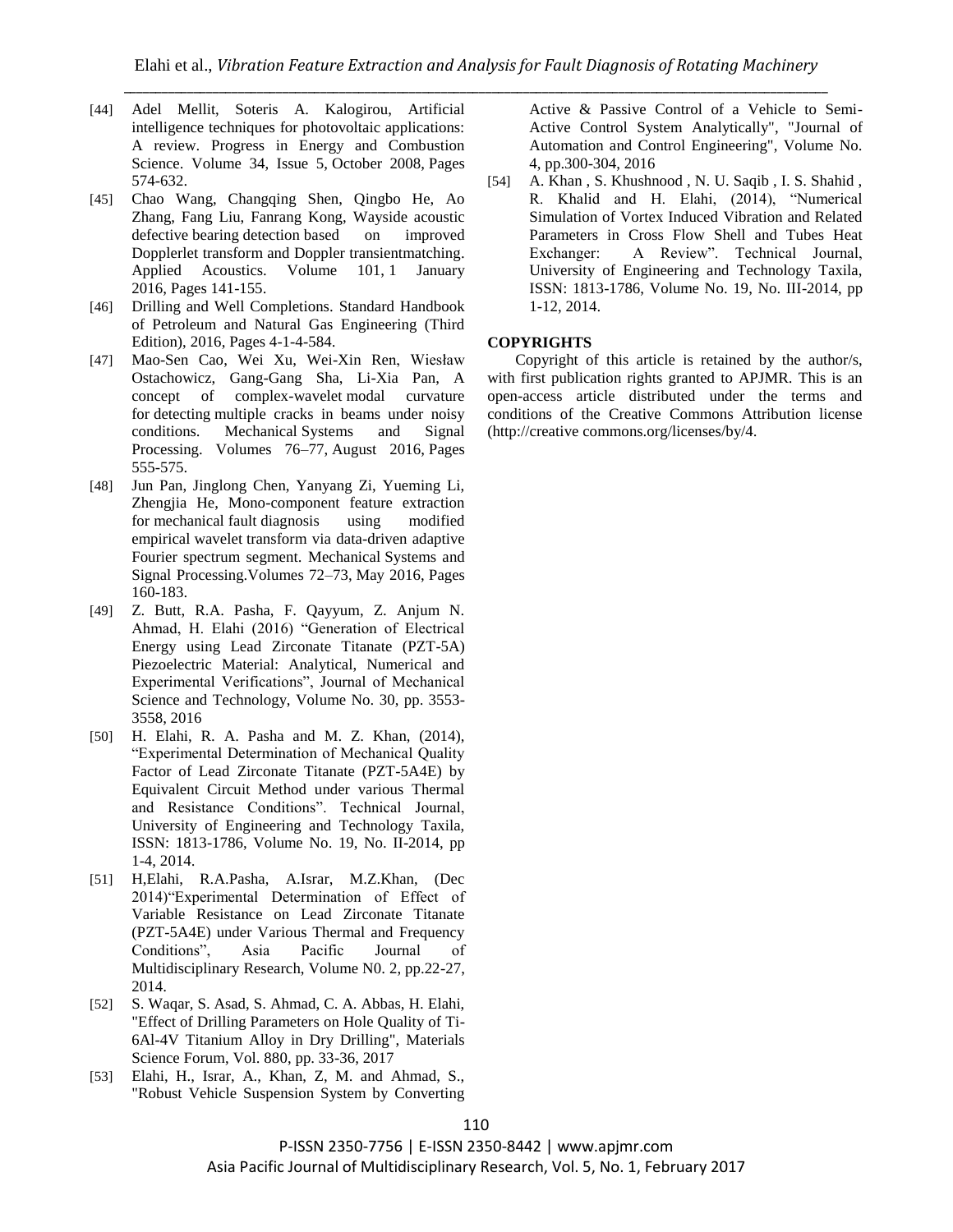[44] Adel Mellit, Soteris A. Kalogirou, Artificial intelligence techniques for photovoltaic applications: A review. Progress in Energy and Combustion Science. Volume 34, Issue 5, October 2008, Pages 574-632.

[45] Chao Wang, Changqing Shen, Qingbo He, Ao Zhang, Fang Liu, Fanrang Kong, Wayside acoustic defective bearing detection based on improved Dopplerlet transform and Doppler transientmatching. Applied Acoustics. Volume 101, 1 January 2016, Pages 141-155.

[46] Drilling and Well Completions. Standard Handbook of Petroleum and Natural Gas Engineering (Third Edition), 2016, Pages 4-1-4-584.

[47] Mao-Sen Cao, Wei Xu, Wei-Xin Ren, Wiesław Ostachowicz, Gang-Gang Sha, Li-Xia Pan, A concept of complex-wavelet modal curvature for detecting multiple cracks in beams under noisy conditions. Mechanical Systems and Signal Processing. Volumes 76–77, August 2016, Pages 555-575.

[48] Jun Pan, Jinglong Chen, Yanyang Zi, Yueming Li, Zhengjia He, Mono-component feature extraction for mechanical fault diagnosis using modified empirical wavelet transform via data-driven adaptive Fourier spectrum segment. Mechanical Systems and Signal Processing.Volumes 72–73, May 2016, Pages 160-183.

[49] Z. Butt, R.A. Pasha, F. Qayyum, Z. Anjum N. Ahmad, H. Elahi (2016) "Generation of Electrical Energy using Lead Zirconate Titanate (PZT-5A) Piezoelectric Material: Analytical, Numerical and Experimental Verifications", Journal of Mechanical Science and Technology, Volume No. 30, pp. 3553-3558, 2016

[50] H. Elahi, R. A. Pasha and M. Z. Khan, (2014), "Experimental Determination of Mechanical Quality Factor of Lead Zirconate Titanate (PZT-5A4E) by Equivalent Circuit Method under various Thermal and Resistance Conditions". Technical Journal, University of Engineering and Technology Taxila, ISSN: 1813-1786, Volume No. 19, No. II-2014, pp 1-4, 2014.

[51] H,Elahi, R.A.Pasha, A.Israr, M.Z.Khan, (Dec 2014)"Experimental Determination of Effect of Variable Resistance on Lead Zirconate Titanate (PZT-5A4E) under Various Thermal and Frequency Conditions", Asia Pacific Journal of Multidisciplinary Research, Volume N0. 2, pp.22-27, 2014.

[52] S. Waqar, S. Asad, S. Ahmad, C. A. Abbas, H. Elahi, "Effect of Drilling Parameters on Hole Quality of Ti-6Al-4V Titanium Alloy in Dry Drilling", Materials Science Forum, Vol. 880, pp. 33-36, 2017

[53] Elahi, H., Israr, A., Khan, Z, M. and Ahmad, S., "Robust Vehicle Suspension System by Converting Active & Passive Control of a Vehicle to Semi-Active Control System Analytically", "Journal of Automation and Control Engineering", Volume No. 4, pp.300-304, 2016

[54] A. Khan , S. Khushnood , N. U. Saqib , I. S. Shahid , R. Khalid and H. Elahi, (2014), "Numerical Simulation of Vortex Induced Vibration and Related Parameters in Cross Flow Shell and Tubes Heat Exchanger: A Review". Technical Journal, University of Engineering and Technology Taxila, ISSN: 1813-1786, Volume No. 19, No. III-2014, pp 1-12, 2014.

## COPYRIGHTS

Copyright of this article is retained by the author/s, with first publication rights granted to APJMR. This is an open-access article distributed under the terms and conditions of the Creative Commons Attribution license (http://creative commons.org/licenses/by/4.